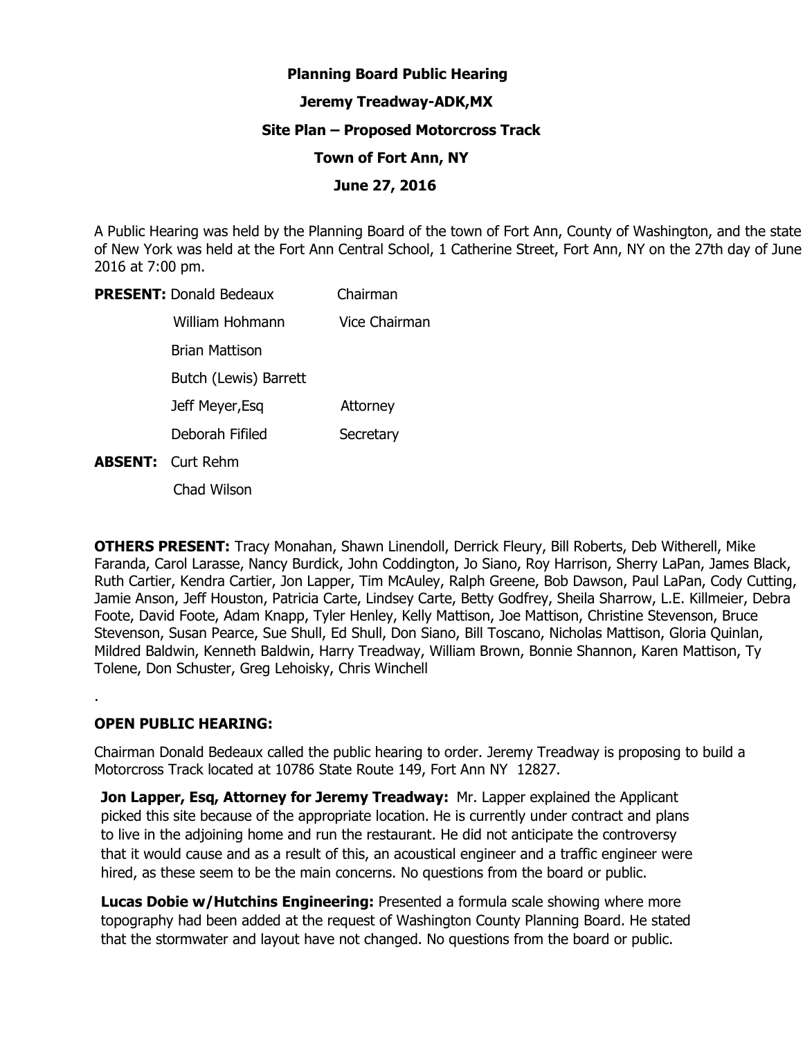**Planning Board Public Hearing**

**Jeremy Treadway-ADK,MX**

**Site Plan – Proposed Motorcross Track**

**Town of Fort Ann, NY**

**June 27, 2016**

A Public Hearing was held by the Planning Board of the town of Fort Ann, County of Washington, and the state of New York was held at the Fort Ann Central School, 1 Catherine Street, Fort Ann, NY on the 27th day of June 2016 at 7:00 pm.

| | | |
|---|---|---|
| **PRESENT:** | Donald Bedeaux | Chairman |
| | William Hohmann | Vice Chairman |
| | Brian Mattison | |
| | Butch (Lewis) Barrett | |
| | Jeff Meyer,Esq | Attorney |
| | Deborah Fifiled | Secretary |
| **ABSENT:** | Curt Rehm | |
| | Chad Wilson | |

**OTHERS PRESENT:** Tracy Monahan, Shawn Linendoll, Derrick Fleury, Bill Roberts, Deb Witherell, Mike Faranda, Carol Larasse, Nancy Burdick, John Coddington, Jo Siano, Roy Harrison, Sherry LaPan, James Black, Ruth Cartier, Kendra Cartier, Jon Lapper, Tim McAuley, Ralph Greene, Bob Dawson, Paul LaPan, Cody Cutting, Jamie Anson, Jeff Houston, Patricia Carte, Lindsey Carte, Betty Godfrey, Sheila Sharrow, L.E. Killmeier, Debra Foote, David Foote, Adam Knapp, Tyler Henley, Kelly Mattison, Joe Mattison, Christine Stevenson, Bruce Stevenson, Susan Pearce, Sue Shull, Ed Shull, Don Siano, Bill Toscano, Nicholas Mattison, Gloria Quinlan, Mildred Baldwin, Kenneth Baldwin, Harry Treadway, William Brown, Bonnie Shannon, Karen Mattison, Ty Tolene, Don Schuster, Greg Lehoisky, Chris Winchell

.

**OPEN PUBLIC HEARING:**

Chairman Donald Bedeaux called the public hearing to order. Jeremy Treadway is proposing to build a Motorcross Track located at 10786 State Route 149, Fort Ann NY 12827.

**Jon Lapper, Esq, Attorney for Jeremy Treadway:** Mr. Lapper explained the Applicant picked this site because of the appropriate location. He is currently under contract and plans to live in the adjoining home and run the restaurant. He did not anticipate the controversy that it would cause and as a result of this, an acoustical engineer and a traffic engineer were hired, as these seem to be the main concerns. No questions from the board or public.

**Lucas Dobie w/Hutchins Engineering:** Presented a formula scale showing where more topography had been added at the request of Washington County Planning Board. He stated that the stormwater and layout have not changed. No questions from the board or public.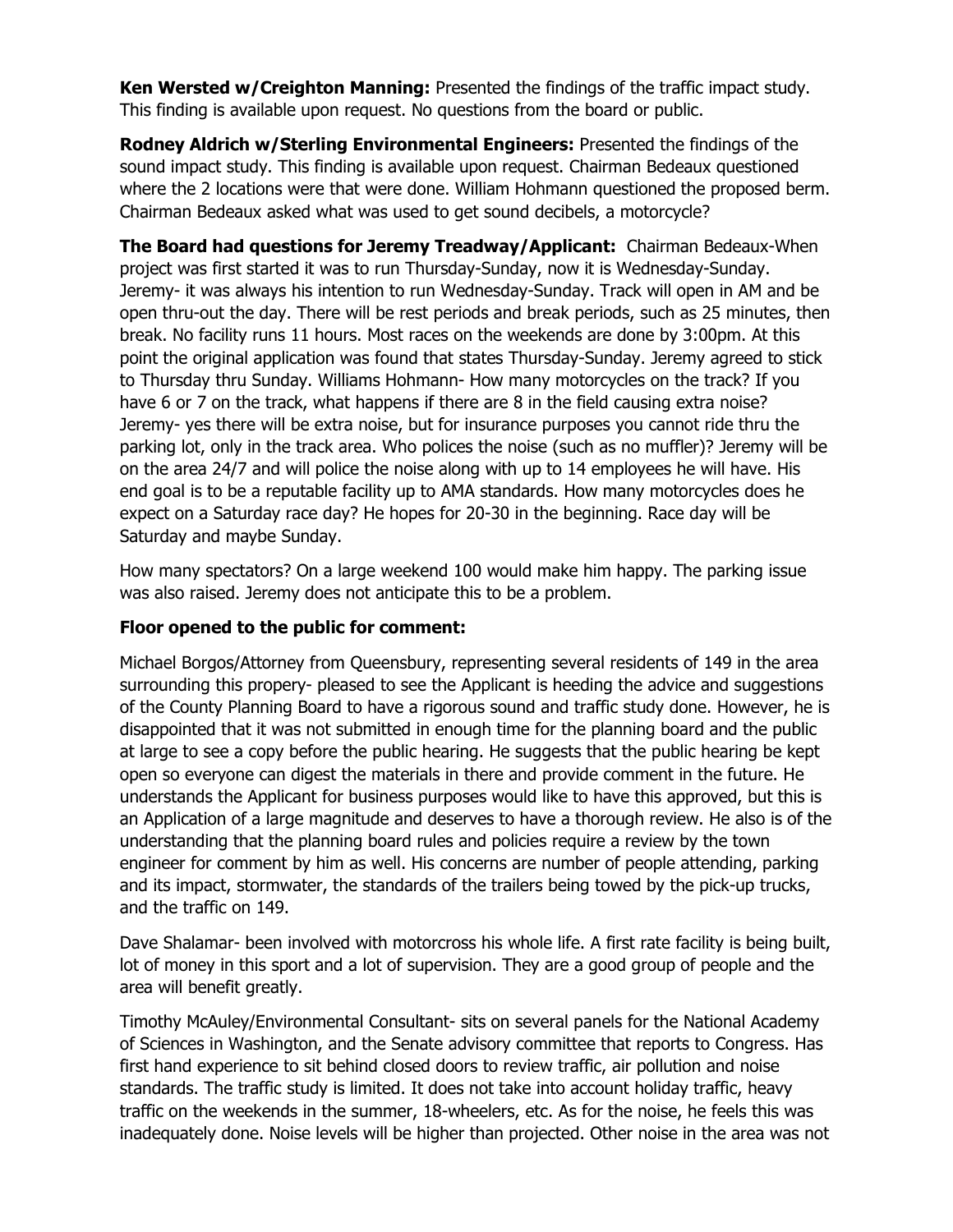**Ken Wersted w/Creighton Manning:** Presented the findings of the traffic impact study. This finding is available upon request. No questions from the board or public.

**Rodney Aldrich w/Sterling Environmental Engineers:** Presented the findings of the sound impact study. This finding is available upon request. Chairman Bedeaux questioned where the 2 locations were that were done. William Hohmann questioned the proposed berm. Chairman Bedeaux asked what was used to get sound decibels, a motorcycle?

**The Board had questions for Jeremy Treadway/Applicant:** Chairman Bedeaux-When project was first started it was to run Thursday-Sunday, now it is Wednesday-Sunday. Jeremy- it was always his intention to run Wednesday-Sunday. Track will open in AM and be open thru-out the day. There will be rest periods and break periods, such as 25 minutes, then break. No facility runs 11 hours. Most races on the weekends are done by 3:00pm. At this point the original application was found that states Thursday-Sunday. Jeremy agreed to stick to Thursday thru Sunday. Williams Hohmann- How many motorcycles on the track? If you have 6 or 7 on the track, what happens if there are 8 in the field causing extra noise? Jeremy- yes there will be extra noise, but for insurance purposes you cannot ride thru the parking lot, only in the track area. Who polices the noise (such as no muffler)? Jeremy will be on the area 24/7 and will police the noise along with up to 14 employees he will have. His end goal is to be a reputable facility up to AMA standards. How many motorcycles does he expect on a Saturday race day? He hopes for 20-30 in the beginning. Race day will be Saturday and maybe Sunday.

How many spectators? On a large weekend 100 would make him happy. The parking issue was also raised. Jeremy does not anticipate this to be a problem.

**Floor opened to the public for comment:**

Michael Borgos/Attorney from Queensbury, representing several residents of 149 in the area surrounding this propery- pleased to see the Applicant is heeding the advice and suggestions of the County Planning Board to have a rigorous sound and traffic study done. However, he is disappointed that it was not submitted in enough time for the planning board and the public at large to see a copy before the public hearing. He suggests that the public hearing be kept open so everyone can digest the materials in there and provide comment in the future. He understands the Applicant for business purposes would like to have this approved, but this is an Application of a large magnitude and deserves to have a thorough review. He also is of the understanding that the planning board rules and policies require a review by the town engineer for comment by him as well. His concerns are number of people attending, parking and its impact, stormwater, the standards of the trailers being towed by the pick-up trucks, and the traffic on 149.

Dave Shalamar- been involved with motorcross his whole life. A first rate facility is being built, lot of money in this sport and a lot of supervision. They are a good group of people and the area will benefit greatly.

Timothy McAuley/Environmental Consultant- sits on several panels for the National Academy of Sciences in Washington, and the Senate advisory committee that reports to Congress. Has first hand experience to sit behind closed doors to review traffic, air pollution and noise standards. The traffic study is limited. It does not take into account holiday traffic, heavy traffic on the weekends in the summer, 18-wheelers, etc. As for the noise, he feels this was inadequately done. Noise levels will be higher than projected. Other noise in the area was not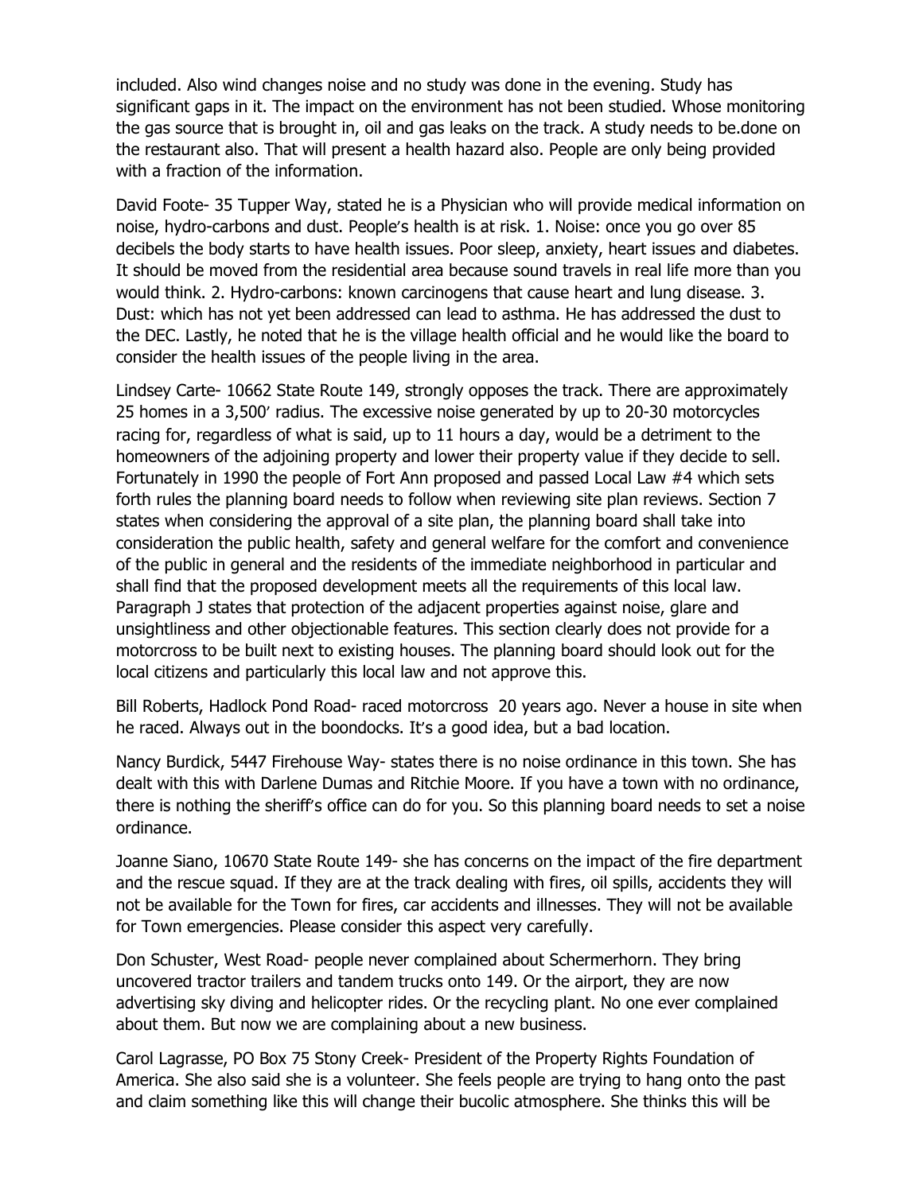included. Also wind changes noise and no study was done in the evening. Study has significant gaps in it. The impact on the environment has not been studied. Whose monitoring the gas source that is brought in, oil and gas leaks on the track. A study needs to be.done on the restaurant also. That will present a health hazard also. People are only being provided with a fraction of the information.

David Foote- 35 Tupper Way, stated he is a Physician who will provide medical information on noise, hydro-carbons and dust. People's health is at risk. 1. Noise: once you go over 85 decibels the body starts to have health issues. Poor sleep, anxiety, heart issues and diabetes. It should be moved from the residential area because sound travels in real life more than you would think. 2. Hydro-carbons: known carcinogens that cause heart and lung disease. 3. Dust: which has not yet been addressed can lead to asthma. He has addressed the dust to the DEC. Lastly, he noted that he is the village health official and he would like the board to consider the health issues of the people living in the area.

Lindsey Carte- 10662 State Route 149, strongly opposes the track. There are approximately 25 homes in a 3,500' radius. The excessive noise generated by up to 20-30 motorcycles racing for, regardless of what is said, up to 11 hours a day, would be a detriment to the homeowners of the adjoining property and lower their property value if they decide to sell. Fortunately in 1990 the people of Fort Ann proposed and passed Local Law #4 which sets forth rules the planning board needs to follow when reviewing site plan reviews. Section 7 states when considering the approval of a site plan, the planning board shall take into consideration the public health, safety and general welfare for the comfort and convenience of the public in general and the residents of the immediate neighborhood in particular and shall find that the proposed development meets all the requirements of this local law. Paragraph J states that protection of the adjacent properties against noise, glare and unsightliness and other objectionable features. This section clearly does not provide for a motorcross to be built next to existing houses. The planning board should look out for the local citizens and particularly this local law and not approve this.

Bill Roberts, Hadlock Pond Road- raced motorcross 20 years ago. Never a house in site when he raced. Always out in the boondocks. It's a good idea, but a bad location.

Nancy Burdick, 5447 Firehouse Way- states there is no noise ordinance in this town. She has dealt with this with Darlene Dumas and Ritchie Moore. If you have a town with no ordinance, there is nothing the sheriff's office can do for you. So this planning board needs to set a noise ordinance.

Joanne Siano, 10670 State Route 149- she has concerns on the impact of the fire department and the rescue squad. If they are at the track dealing with fires, oil spills, accidents they will not be available for the Town for fires, car accidents and illnesses. They will not be available for Town emergencies. Please consider this aspect very carefully.

Don Schuster, West Road- people never complained about Schermerhorn. They bring uncovered tractor trailers and tandem trucks onto 149. Or the airport, they are now advertising sky diving and helicopter rides. Or the recycling plant. No one ever complained about them. But now we are complaining about a new business.

Carol Lagrasse, PO Box 75 Stony Creek- President of the Property Rights Foundation of America. She also said she is a volunteer. She feels people are trying to hang onto the past and claim something like this will change their bucolic atmosphere. She thinks this will be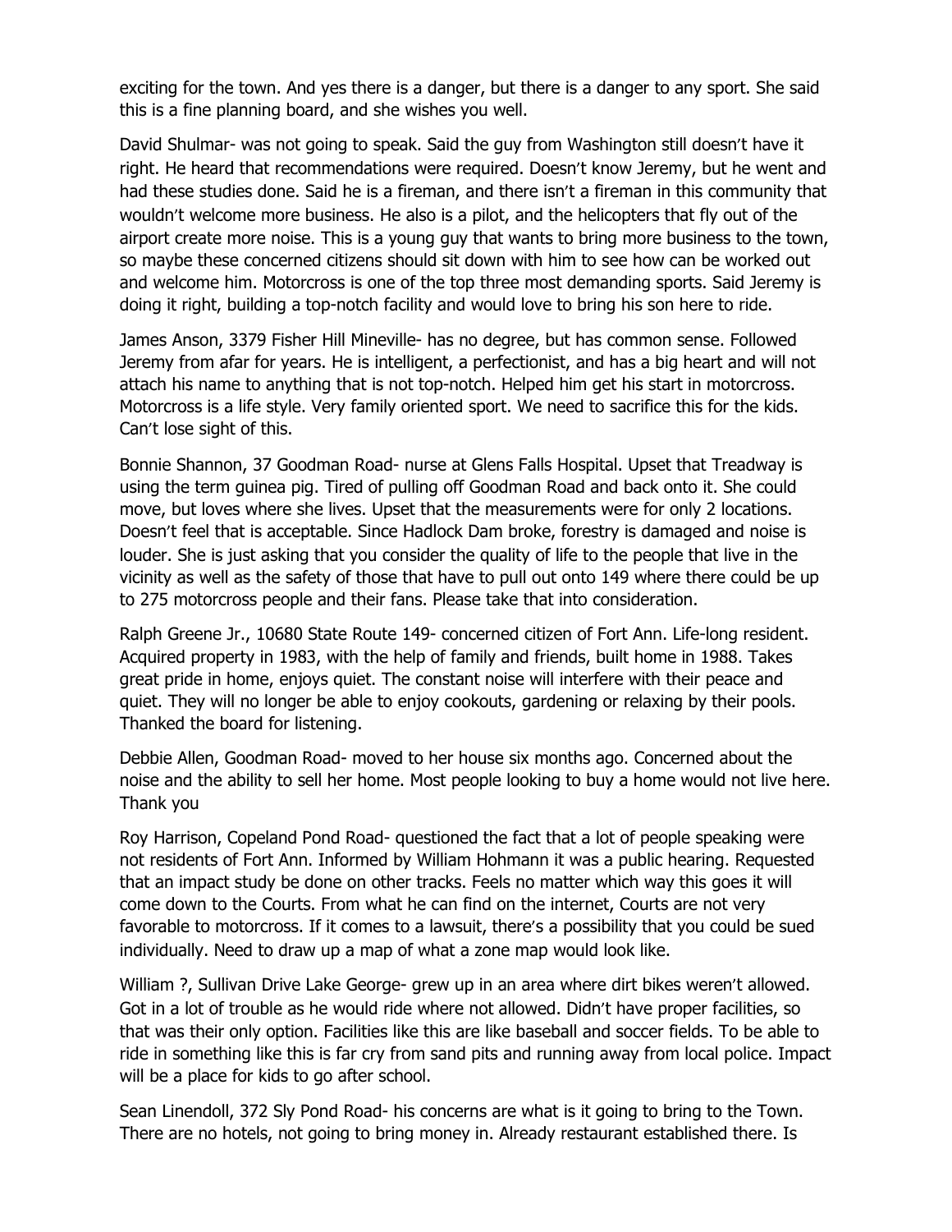exciting for the town. And yes there is a danger, but there is a danger to any sport. She said this is a fine planning board, and she wishes you well.

David Shulmar- was not going to speak. Said the guy from Washington still doesn't have it right. He heard that recommendations were required. Doesn't know Jeremy, but he went and had these studies done. Said he is a fireman, and there isn't a fireman in this community that wouldn't welcome more business. He also is a pilot, and the helicopters that fly out of the airport create more noise. This is a young guy that wants to bring more business to the town, so maybe these concerned citizens should sit down with him to see how can be worked out and welcome him. Motorcross is one of the top three most demanding sports. Said Jeremy is doing it right, building a top-notch facility and would love to bring his son here to ride.

James Anson, 3379 Fisher Hill Mineville- has no degree, but has common sense. Followed Jeremy from afar for years. He is intelligent, a perfectionist, and has a big heart and will not attach his name to anything that is not top-notch. Helped him get his start in motorcross. Motorcross is a life style. Very family oriented sport. We need to sacrifice this for the kids. Can't lose sight of this.

Bonnie Shannon, 37 Goodman Road- nurse at Glens Falls Hospital. Upset that Treadway is using the term guinea pig. Tired of pulling off Goodman Road and back onto it. She could move, but loves where she lives. Upset that the measurements were for only 2 locations. Doesn't feel that is acceptable. Since Hadlock Dam broke, forestry is damaged and noise is louder. She is just asking that you consider the quality of life to the people that live in the vicinity as well as the safety of those that have to pull out onto 149 where there could be up to 275 motorcross people and their fans. Please take that into consideration.

Ralph Greene Jr., 10680 State Route 149- concerned citizen of Fort Ann. Life-long resident. Acquired property in 1983, with the help of family and friends, built home in 1988. Takes great pride in home, enjoys quiet. The constant noise will interfere with their peace and quiet. They will no longer be able to enjoy cookouts, gardening or relaxing by their pools. Thanked the board for listening.

Debbie Allen, Goodman Road- moved to her house six months ago. Concerned about the noise and the ability to sell her home. Most people looking to buy a home would not live here. Thank you

Roy Harrison, Copeland Pond Road- questioned the fact that a lot of people speaking were not residents of Fort Ann. Informed by William Hohmann it was a public hearing. Requested that an impact study be done on other tracks. Feels no matter which way this goes it will come down to the Courts. From what he can find on the internet, Courts are not very favorable to motorcross. If it comes to a lawsuit, there's a possibility that you could be sued individually. Need to draw up a map of what a zone map would look like.

William ?, Sullivan Drive Lake George- grew up in an area where dirt bikes weren't allowed. Got in a lot of trouble as he would ride where not allowed. Didn't have proper facilities, so that was their only option. Facilities like this are like baseball and soccer fields. To be able to ride in something like this is far cry from sand pits and running away from local police. Impact will be a place for kids to go after school.

Sean Linendoll, 372 Sly Pond Road- his concerns are what is it going to bring to the Town. There are no hotels, not going to bring money in. Already restaurant established there. Is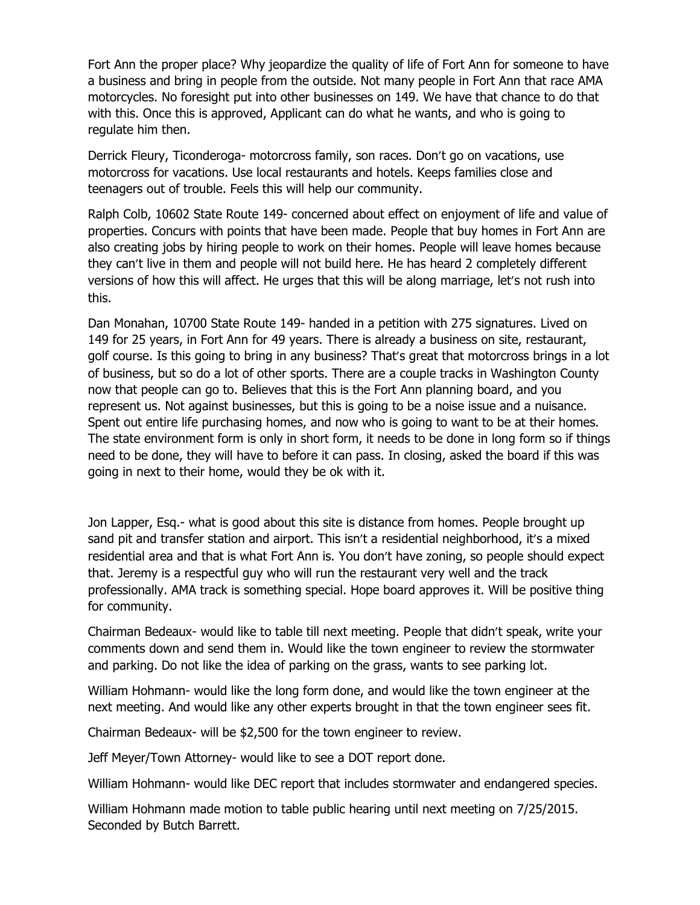Fort Ann the proper place? Why jeopardize the quality of life of Fort Ann for someone to have a business and bring in people from the outside. Not many people in Fort Ann that race AMA motorcycles. No foresight put into other businesses on 149. We have that chance to do that with this. Once this is approved, Applicant can do what he wants, and who is going to regulate him then.

Derrick Fleury, Ticonderoga- motorcross family, son races. Don't go on vacations, use motorcross for vacations. Use local restaurants and hotels. Keeps families close and teenagers out of trouble. Feels this will help our community.

Ralph Colb, 10602 State Route 149- concerned about effect on enjoyment of life and value of properties. Concurs with points that have been made. People that buy homes in Fort Ann are also creating jobs by hiring people to work on their homes. People will leave homes because they can't live in them and people will not build here. He has heard 2 completely different versions of how this will affect. He urges that this will be along marriage, let's not rush into this.

Dan Monahan, 10700 State Route 149- handed in a petition with 275 signatures. Lived on 149 for 25 years, in Fort Ann for 49 years. There is already a business on site, restaurant, golf course. Is this going to bring in any business? That's great that motorcross brings in a lot of business, but so do a lot of other sports. There are a couple tracks in Washington County now that people can go to. Believes that this is the Fort Ann planning board, and you represent us. Not against businesses, but this is going to be a noise issue and a nuisance. Spent out entire life purchasing homes, and now who is going to want to be at their homes. The state environment form is only in short form, it needs to be done in long form so if things need to be done, they will have to before it can pass. In closing, asked the board if this was going in next to their home, would they be ok with it.

Jon Lapper, Esq.- what is good about this site is distance from homes. People brought up sand pit and transfer station and airport. This isn't a residential neighborhood, it's a mixed residential area and that is what Fort Ann is. You don't have zoning, so people should expect that. Jeremy is a respectful guy who will run the restaurant very well and the track professionally. AMA track is something special. Hope board approves it. Will be positive thing for community.

Chairman Bedeaux- would like to table till next meeting. People that didn't speak, write your comments down and send them in. Would like the town engineer to review the stormwater and parking. Do not like the idea of parking on the grass, wants to see parking lot.

William Hohmann- would like the long form done, and would like the town engineer at the next meeting. And would like any other experts brought in that the town engineer sees fit.

Chairman Bedeaux- will be $2,500 for the town engineer to review.

Jeff Meyer/Town Attorney- would like to see a DOT report done.

William Hohmann- would like DEC report that includes stormwater and endangered species.

William Hohmann made motion to table public hearing until next meeting on 7/25/2015. Seconded by Butch Barrett.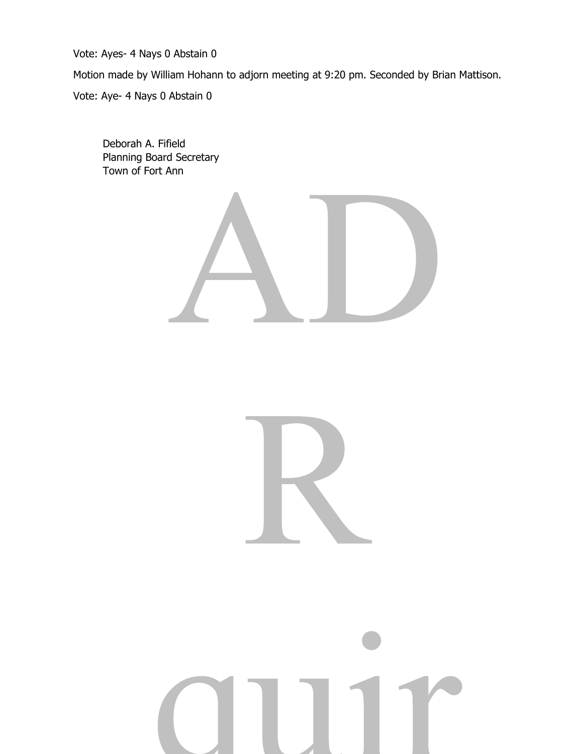Vote: Ayes- 4 Nays 0 Abstain 0

Motion made by William Hohann to adjorn meeting at 9:20 pm. Seconded by Brian Mattison.

Vote: Aye- 4 Nays 0 Abstain 0

Deborah A. Fifield
Planning Board Secretary
Town of Fort Ann